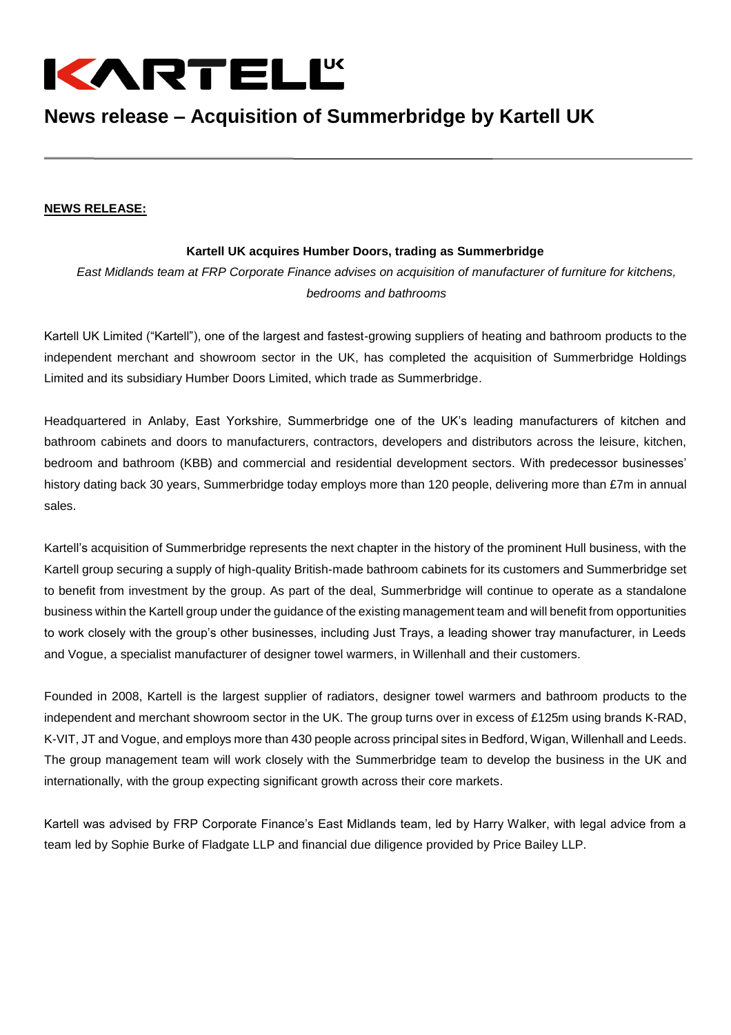KARTELL UK

# News release – Acquisition of Summerbridge by Kartell UK

---

**NEWS RELEASE:**

**Kartell UK acquires Humber Doors, trading as Summerbridge**

*East Midlands team at FRP Corporate Finance advises on acquisition of manufacturer of furniture for kitchens, bedrooms and bathrooms*

Kartell UK Limited ("Kartell"), one of the largest and fastest-growing suppliers of heating and bathroom products to the independent merchant and showroom sector in the UK, has completed the acquisition of Summerbridge Holdings Limited and its subsidiary Humber Doors Limited, which trade as Summerbridge.

Headquartered in Anlaby, East Yorkshire, Summerbridge one of the UK's leading manufacturers of kitchen and bathroom cabinets and doors to manufacturers, contractors, developers and distributors across the leisure, kitchen, bedroom and bathroom (KBB) and commercial and residential development sectors. With predecessor businesses' history dating back 30 years, Summerbridge today employs more than 120 people, delivering more than £7m in annual sales.

Kartell's acquisition of Summerbridge represents the next chapter in the history of the prominent Hull business, with the Kartell group securing a supply of high-quality British-made bathroom cabinets for its customers and Summerbridge set to benefit from investment by the group. As part of the deal, Summerbridge will continue to operate as a standalone business within the Kartell group under the guidance of the existing management team and will benefit from opportunities to work closely with the group's other businesses, including Just Trays, a leading shower tray manufacturer, in Leeds and Vogue, a specialist manufacturer of designer towel warmers, in Willenhall and their customers.

Founded in 2008, Kartell is the largest supplier of radiators, designer towel warmers and bathroom products to the independent and merchant showroom sector in the UK. The group turns over in excess of £125m using brands K-RAD, K-VIT, JT and Vogue, and employs more than 430 people across principal sites in Bedford, Wigan, Willenhall and Leeds. The group management team will work closely with the Summerbridge team to develop the business in the UK and internationally, with the group expecting significant growth across their core markets.

Kartell was advised by FRP Corporate Finance's East Midlands team, led by Harry Walker, with legal advice from a team led by Sophie Burke of Fladgate LLP and financial due diligence provided by Price Bailey LLP.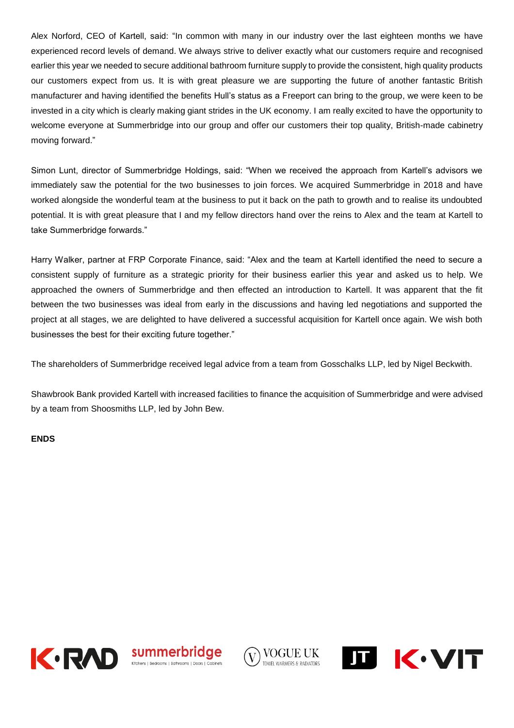Alex Norford, CEO of Kartell, said: "In common with many in our industry over the last eighteen months we have experienced record levels of demand. We always strive to deliver exactly what our customers require and recognised earlier this year we needed to secure additional bathroom furniture supply to provide the consistent, high quality products our customers expect from us. It is with great pleasure we are supporting the future of another fantastic British manufacturer and having identified the benefits Hull's status as a Freeport can bring to the group, we were keen to be invested in a city which is clearly making giant strides in the UK economy. I am really excited to have the opportunity to welcome everyone at Summerbridge into our group and offer our customers their top quality, British-made cabinetry moving forward."

Simon Lunt, director of Summerbridge Holdings, said: "When we received the approach from Kartell's advisors we immediately saw the potential for the two businesses to join forces. We acquired Summerbridge in 2018 and have worked alongside the wonderful team at the business to put it back on the path to growth and to realise its undoubted potential. It is with great pleasure that I and my fellow directors hand over the reins to Alex and the team at Kartell to take Summerbridge forwards."

Harry Walker, partner at FRP Corporate Finance, said: "Alex and the team at Kartell identified the need to secure a consistent supply of furniture as a strategic priority for their business earlier this year and asked us to help. We approached the owners of Summerbridge and then effected an introduction to Kartell. It was apparent that the fit between the two businesses was ideal from early in the discussions and having led negotiations and supported the project at all stages, we are delighted to have delivered a successful acquisition for Kartell once again. We wish both businesses the best for their exciting future together."

The shareholders of Summerbridge received legal advice from a team from Gosschalks LLP, led by Nigel Beckwith.

Shawbrook Bank provided Kartell with increased facilities to finance the acquisition of Summerbridge and were advised by a team from Shoosmiths LLP, led by John Bew.

**ENDS**

K•RAD summerbridge Kitchens | Bedrooms | Bathrooms | Doors | Cabinets VOGUE UK TOWEL WARMERS & RADIATORS JT K•VIT